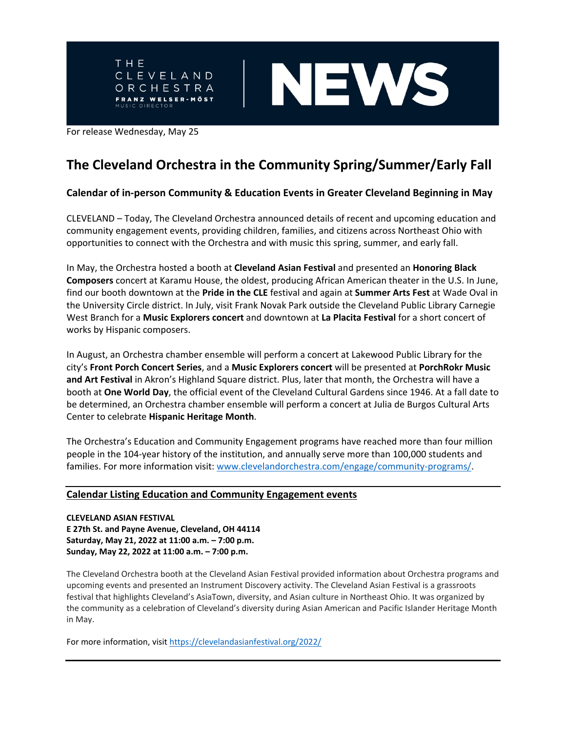THE CLEVELAND ORCHESTRA
FRANZ WELSER-MÖST
MUSIC DIRECTOR

NEWS

For release Wednesday, May 25

# The Cleveland Orchestra in the Community Spring/Summer/Early Fall

### Calendar of in-person Community & Education Events in Greater Cleveland Beginning in May

CLEVELAND – Today, The Cleveland Orchestra announced details of recent and upcoming education and community engagement events, providing children, families, and citizens across Northeast Ohio with opportunities to connect with the Orchestra and with music this spring, summer, and early fall.

In May, the Orchestra hosted a booth at **Cleveland Asian Festival** and presented an **Honoring Black Composers** concert at Karamu House, the oldest, producing African American theater in the U.S. In June, find our booth downtown at the **Pride in the CLE** festival and again at **Summer Arts Fest** at Wade Oval in the University Circle district. In July, visit Frank Novak Park outside the Cleveland Public Library Carnegie West Branch for a **Music Explorers concert** and downtown at **La Placita Festival** for a short concert of works by Hispanic composers.

In August, an Orchestra chamber ensemble will perform a concert at Lakewood Public Library for the city's **Front Porch Concert Series**, and a **Music Explorers concert** will be presented at **PorchRokr Music and Art Festival** in Akron's Highland Square district. Plus, later that month, the Orchestra will have a booth at **One World Day**, the official event of the Cleveland Cultural Gardens since 1946. At a fall date to be determined, an Orchestra chamber ensemble will perform a concert at Julia de Burgos Cultural Arts Center to celebrate **Hispanic Heritage Month**.

The Orchestra's Education and Community Engagement programs have reached more than four million people in the 104-year history of the institution, and annually serve more than 100,000 students and families. For more information visit: www.clevelandorchestra.com/engage/community-programs/.

---

## Calendar Listing Education and Community Engagement events

**CLEVELAND ASIAN FESTIVAL**
**E 27th St. and Payne Avenue, Cleveland, OH 44114**
**Saturday, May 21, 2022 at 11:00 a.m. – 7:00 p.m.**
**Sunday, May 22, 2022 at 11:00 a.m. – 7:00 p.m.**

The Cleveland Orchestra booth at the Cleveland Asian Festival provided information about Orchestra programs and upcoming events and presented an Instrument Discovery activity. The Cleveland Asian Festival is a grassroots festival that highlights Cleveland's AsiaTown, diversity, and Asian culture in Northeast Ohio. It was organized by the community as a celebration of Cleveland's diversity during Asian American and Pacific Islander Heritage Month in May.

For more information, visit https://clevelandasianfestival.org/2022/

---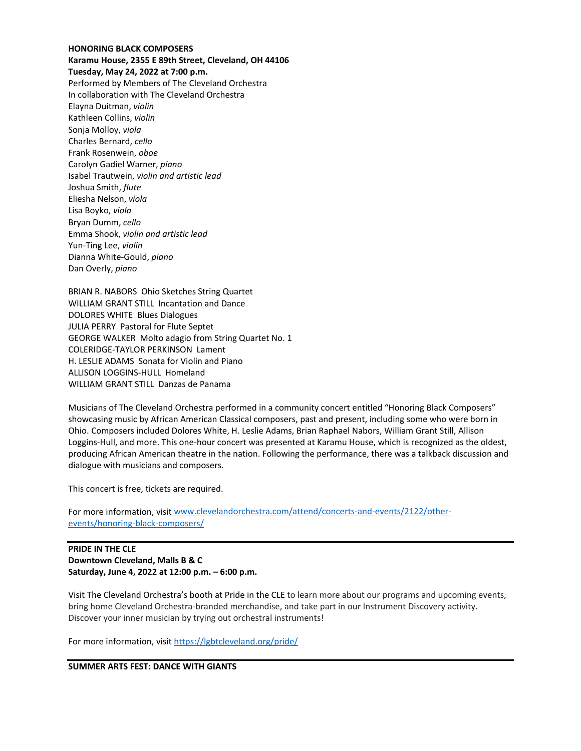**HONORING BLACK COMPOSERS**
**Karamu House, 2355 E 89th Street, Cleveland, OH 44106**
**Tuesday, May 24, 2022 at 7:00 p.m.**
Performed by Members of The Cleveland Orchestra
In collaboration with The Cleveland Orchestra
Elayna Duitman, *violin*
Kathleen Collins, *violin*
Sonja Molloy, *viola*
Charles Bernard, *cello*
Frank Rosenwein, *oboe*
Carolyn Gadiel Warner, *piano*
Isabel Trautwein, *violin and artistic lead*
Joshua Smith, *flute*
Eliesha Nelson, *viola*
Lisa Boyko, *viola*
Bryan Dumm, *cello*
Emma Shook, *violin and artistic lead*
Yun-Ting Lee, *violin*
Dianna White-Gould, *piano*
Dan Overly, *piano*

BRIAN R. NABORS Ohio Sketches String Quartet
WILLIAM GRANT STILL Incantation and Dance
DOLORES WHITE Blues Dialogues
JULIA PERRY Pastoral for Flute Septet
GEORGE WALKER Molto adagio from String Quartet No. 1
COLERIDGE-TAYLOR PERKINSON Lament
H. LESLIE ADAMS Sonata for Violin and Piano
ALLISON LOGGINS-HULL Homeland
WILLIAM GRANT STILL Danzas de Panama

Musicians of The Cleveland Orchestra performed in a community concert entitled "Honoring Black Composers" showcasing music by African American Classical composers, past and present, including some who were born in Ohio. Composers included Dolores White, H. Leslie Adams, Brian Raphael Nabors, William Grant Still, Allison Loggins-Hull, and more. This one-hour concert was presented at Karamu House, which is recognized as the oldest, producing African American theatre in the nation. Following the performance, there was a talkback discussion and dialogue with musicians and composers.

This concert is free, tickets are required.

For more information, visit [www.clevelandorchestra.com/attend/concerts-and-events/2122/other-events/honoring-black-composers/](www.clevelandorchestra.com/attend/concerts-and-events/2122/other-events/honoring-black-composers/)

---

**PRIDE IN THE CLE**
**Downtown Cleveland, Malls B & C**
**Saturday, June 4, 2022 at 12:00 p.m. – 6:00 p.m.**

Visit The Cleveland Orchestra's booth at Pride in the CLE to learn more about our programs and upcoming events, bring home Cleveland Orchestra-branded merchandise, and take part in our Instrument Discovery activity. Discover your inner musician by trying out orchestral instruments!

For more information, visit [https://lgbtcleveland.org/pride/](https://lgbtcleveland.org/pride/)

---

**SUMMER ARTS FEST: DANCE WITH GIANTS**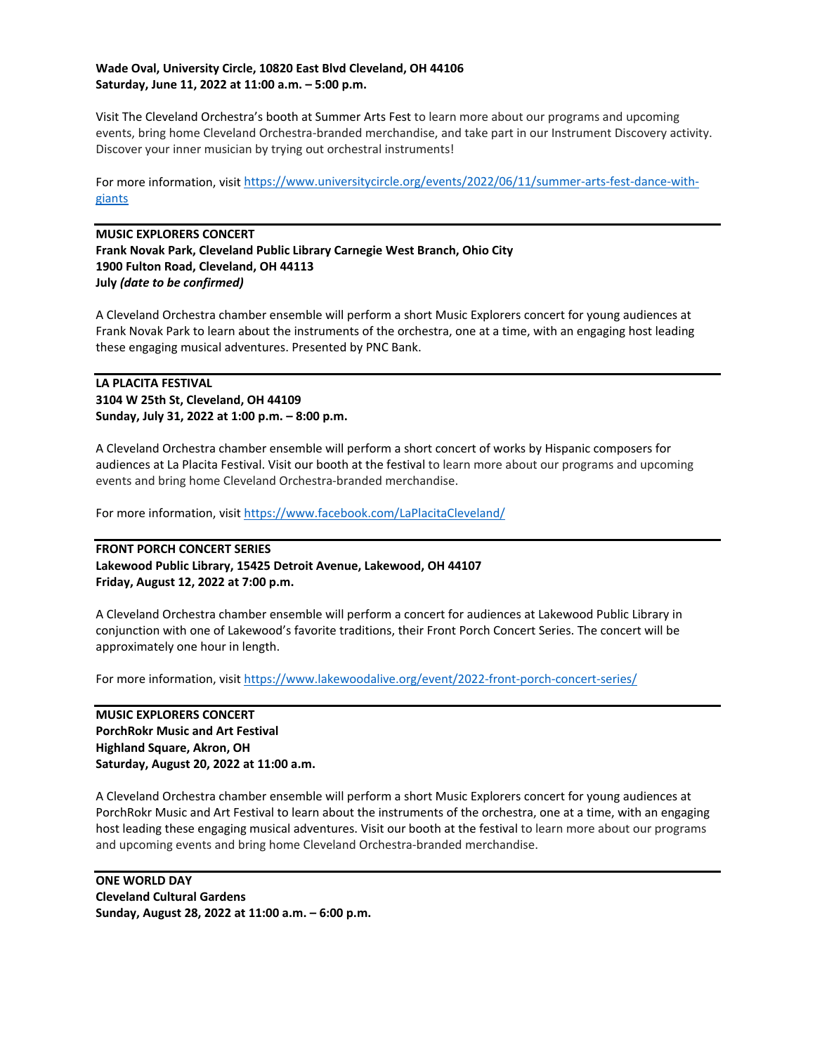**Wade Oval, University Circle, 10820 East Blvd Cleveland, OH 44106**
**Saturday, June 11, 2022 at 11:00 a.m. – 5:00 p.m.**

Visit The Cleveland Orchestra's booth at Summer Arts Fest to learn more about our programs and upcoming events, bring home Cleveland Orchestra-branded merchandise, and take part in our Instrument Discovery activity. Discover your inner musician by trying out orchestral instruments!

For more information, visit https://www.universitycircle.org/events/2022/06/11/summer-arts-fest-dance-with-giants

---

**MUSIC EXPLORERS CONCERT**
**Frank Novak Park, Cleveland Public Library Carnegie West Branch, Ohio City**
**1900 Fulton Road, Cleveland, OH 44113**
**July *(date to be confirmed)***

A Cleveland Orchestra chamber ensemble will perform a short Music Explorers concert for young audiences at Frank Novak Park to learn about the instruments of the orchestra, one at a time, with an engaging host leading these engaging musical adventures. Presented by PNC Bank.

---

**LA PLACITA FESTIVAL**
**3104 W 25th St, Cleveland, OH 44109**
**Sunday, July 31, 2022 at 1:00 p.m. – 8:00 p.m.**

A Cleveland Orchestra chamber ensemble will perform a short concert of works by Hispanic composers for audiences at La Placita Festival. Visit our booth at the festival to learn more about our programs and upcoming events and bring home Cleveland Orchestra-branded merchandise.

For more information, visit https://www.facebook.com/LaPlacitaCleveland/

---

**FRONT PORCH CONCERT SERIES**
**Lakewood Public Library, 15425 Detroit Avenue, Lakewood, OH 44107**
**Friday, August 12, 2022 at 7:00 p.m.**

A Cleveland Orchestra chamber ensemble will perform a concert for audiences at Lakewood Public Library in conjunction with one of Lakewood's favorite traditions, their Front Porch Concert Series. The concert will be approximately one hour in length.

For more information, visit https://www.lakewoodalive.org/event/2022-front-porch-concert-series/

---

**MUSIC EXPLORERS CONCERT**
**PorchRokr Music and Art Festival**
**Highland Square, Akron, OH**
**Saturday, August 20, 2022 at 11:00 a.m.**

A Cleveland Orchestra chamber ensemble will perform a short Music Explorers concert for young audiences at PorchRokr Music and Art Festival to learn about the instruments of the orchestra, one at a time, with an engaging host leading these engaging musical adventures. Visit our booth at the festival to learn more about our programs and upcoming events and bring home Cleveland Orchestra-branded merchandise.

---

**ONE WORLD DAY**
**Cleveland Cultural Gardens**
**Sunday, August 28, 2022 at 11:00 a.m. – 6:00 p.m.**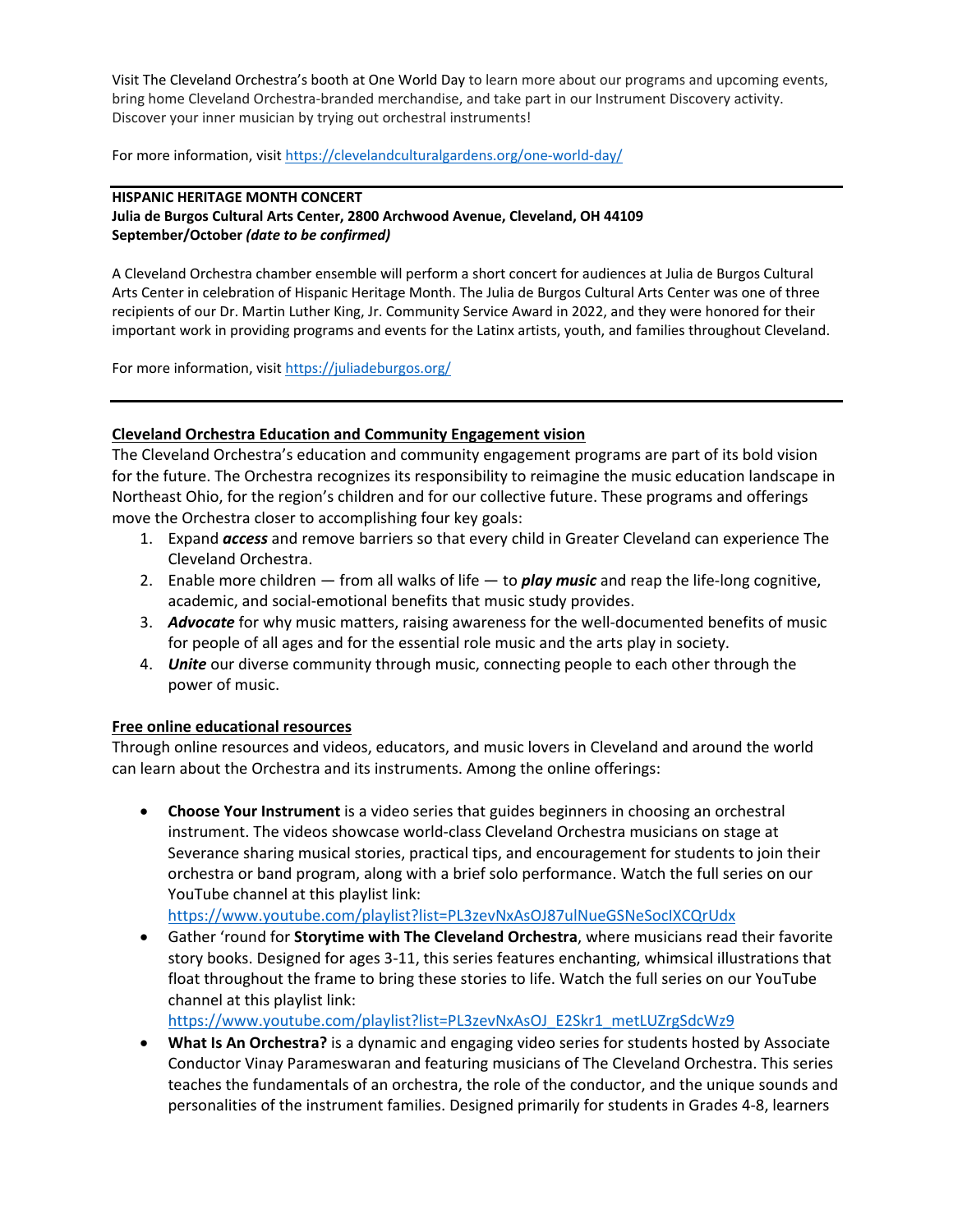Visit The Cleveland Orchestra's booth at One World Day to learn more about our programs and upcoming events, bring home Cleveland Orchestra-branded merchandise, and take part in our Instrument Discovery activity. Discover your inner musician by trying out orchestral instruments!

For more information, visit https://clevelandculturalgardens.org/one-world-day/

---

**HISPANIC HERITAGE MONTH CONCERT**
**Julia de Burgos Cultural Arts Center, 2800 Archwood Avenue, Cleveland, OH 44109**
**September/October *(date to be confirmed)***

A Cleveland Orchestra chamber ensemble will perform a short concert for audiences at Julia de Burgos Cultural Arts Center in celebration of Hispanic Heritage Month. The Julia de Burgos Cultural Arts Center was one of three recipients of our Dr. Martin Luther King, Jr. Community Service Award in 2022, and they were honored for their important work in providing programs and events for the Latinx artists, youth, and families throughout Cleveland.

For more information, visit https://juliadeburgos.org/

---

## Cleveland Orchestra Education and Community Engagement vision

The Cleveland Orchestra's education and community engagement programs are part of its bold vision for the future. The Orchestra recognizes its responsibility to reimagine the music education landscape in Northeast Ohio, for the region's children and for our collective future. These programs and offerings move the Orchestra closer to accomplishing four key goals:

1. Expand ***access*** and remove barriers so that every child in Greater Cleveland can experience The Cleveland Orchestra.
2. Enable more children — from all walks of life — to ***play music*** and reap the life-long cognitive, academic, and social-emotional benefits that music study provides.
3. ***Advocate*** for why music matters, raising awareness for the well-documented benefits of music for people of all ages and for the essential role music and the arts play in society.
4. ***Unite*** our diverse community through music, connecting people to each other through the power of music.

## Free online educational resources

Through online resources and videos, educators, and music lovers in Cleveland and around the world can learn about the Orchestra and its instruments. Among the online offerings:

- **Choose Your Instrument** is a video series that guides beginners in choosing an orchestral instrument. The videos showcase world-class Cleveland Orchestra musicians on stage at Severance sharing musical stories, practical tips, and encouragement for students to join their orchestra or band program, along with a brief solo performance. Watch the full series on our YouTube channel at this playlist link: https://www.youtube.com/playlist?list=PL3zevNxAsOJ87ulNueGSNeSocIXCQrUdx
- Gather 'round for **Storytime with The Cleveland Orchestra**, where musicians read their favorite story books. Designed for ages 3-11, this series features enchanting, whimsical illustrations that float throughout the frame to bring these stories to life. Watch the full series on our YouTube channel at this playlist link: https://www.youtube.com/playlist?list=PL3zevNxAsOJ_E2Skr1_metLUZrgSdcWz9
- **What Is An Orchestra?** is a dynamic and engaging video series for students hosted by Associate Conductor Vinay Parameswaran and featuring musicians of The Cleveland Orchestra. This series teaches the fundamentals of an orchestra, the role of the conductor, and the unique sounds and personalities of the instrument families. Designed primarily for students in Grades 4-8, learners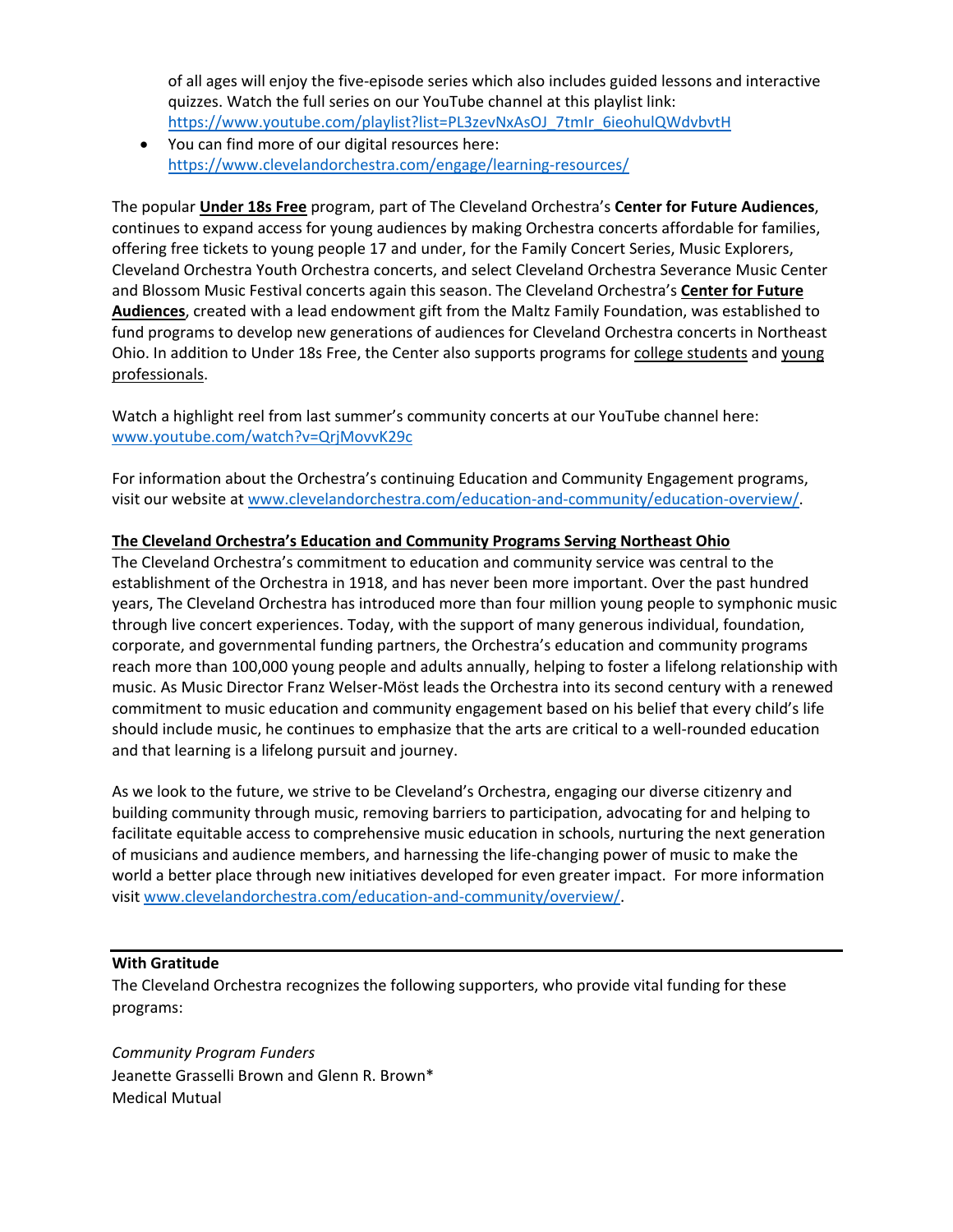of all ages will enjoy the five-episode series which also includes guided lessons and interactive quizzes. Watch the full series on our YouTube channel at this playlist link: [https://www.youtube.com/playlist?list=PL3zevNxAsOJ_7tmlr_6ieohulQWdvbvtH](https://www.youtube.com/playlist?list=PL3zevNxAsOJ_7tmlr_6ieohulQWdvbvtH)

- You can find more of our digital resources here: [https://www.clevelandorchestra.com/engage/learning-resources/](https://www.clevelandorchestra.com/engage/learning-resources/)

The popular **Under 18s Free** program, part of The Cleveland Orchestra's **Center for Future Audiences**, continues to expand access for young audiences by making Orchestra concerts affordable for families, offering free tickets to young people 17 and under, for the Family Concert Series, Music Explorers, Cleveland Orchestra Youth Orchestra concerts, and select Cleveland Orchestra Severance Music Center and Blossom Music Festival concerts again this season. The Cleveland Orchestra's **Center for Future Audiences**, created with a lead endowment gift from the Maltz Family Foundation, was established to fund programs to develop new generations of audiences for Cleveland Orchestra concerts in Northeast Ohio. In addition to Under 18s Free, the Center also supports programs for college students and young professionals.

Watch a highlight reel from last summer's community concerts at our YouTube channel here: [www.youtube.com/watch?v=QrjMovvK29c](www.youtube.com/watch?v=QrjMovvK29c)

For information about the Orchestra's continuing Education and Community Engagement programs, visit our website at [www.clevelandorchestra.com/education-and-community/education-overview/](www.clevelandorchestra.com/education-and-community/education-overview/).

**The Cleveland Orchestra's Education and Community Programs Serving Northeast Ohio**

The Cleveland Orchestra's commitment to education and community service was central to the establishment of the Orchestra in 1918, and has never been more important. Over the past hundred years, The Cleveland Orchestra has introduced more than four million young people to symphonic music through live concert experiences. Today, with the support of many generous individual, foundation, corporate, and governmental funding partners, the Orchestra's education and community programs reach more than 100,000 young people and adults annually, helping to foster a lifelong relationship with music. As Music Director Franz Welser-Möst leads the Orchestra into its second century with a renewed commitment to music education and community engagement based on his belief that every child's life should include music, he continues to emphasize that the arts are critical to a well-rounded education and that learning is a lifelong pursuit and journey.

As we look to the future, we strive to be Cleveland's Orchestra, engaging our diverse citizenry and building community through music, removing barriers to participation, advocating for and helping to facilitate equitable access to comprehensive music education in schools, nurturing the next generation of musicians and audience members, and harnessing the life-changing power of music to make the world a better place through new initiatives developed for even greater impact. For more information visit [www.clevelandorchestra.com/education-and-community/overview/](www.clevelandorchestra.com/education-and-community/overview/).

---

**With Gratitude**

The Cleveland Orchestra recognizes the following supporters, who provide vital funding for these programs:

*Community Program Funders*
Jeanette Grasselli Brown and Glenn R. Brown*
Medical Mutual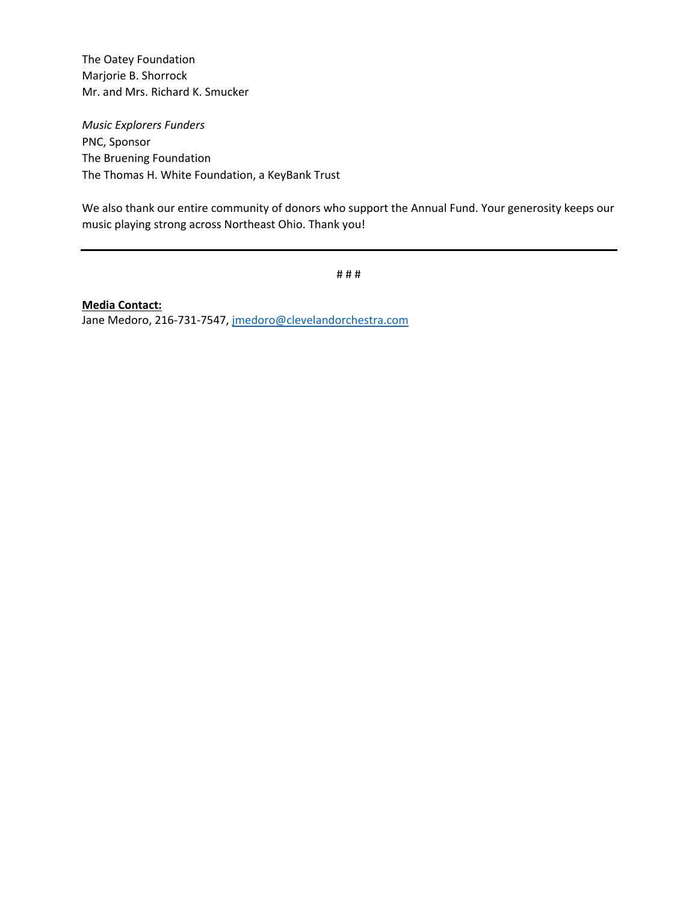The Oatey Foundation
Marjorie B. Shorrock
Mr. and Mrs. Richard K. Smucker

*Music Explorers Funders*
PNC, Sponsor
The Bruening Foundation
The Thomas H. White Foundation, a KeyBank Trust

We also thank our entire community of donors who support the Annual Fund. Your generosity keeps our music playing strong across Northeast Ohio. Thank you!

---

# # #

**Media Contact:**
Jane Medoro, 216-731-7547, jmedoro@clevelandorchestra.com